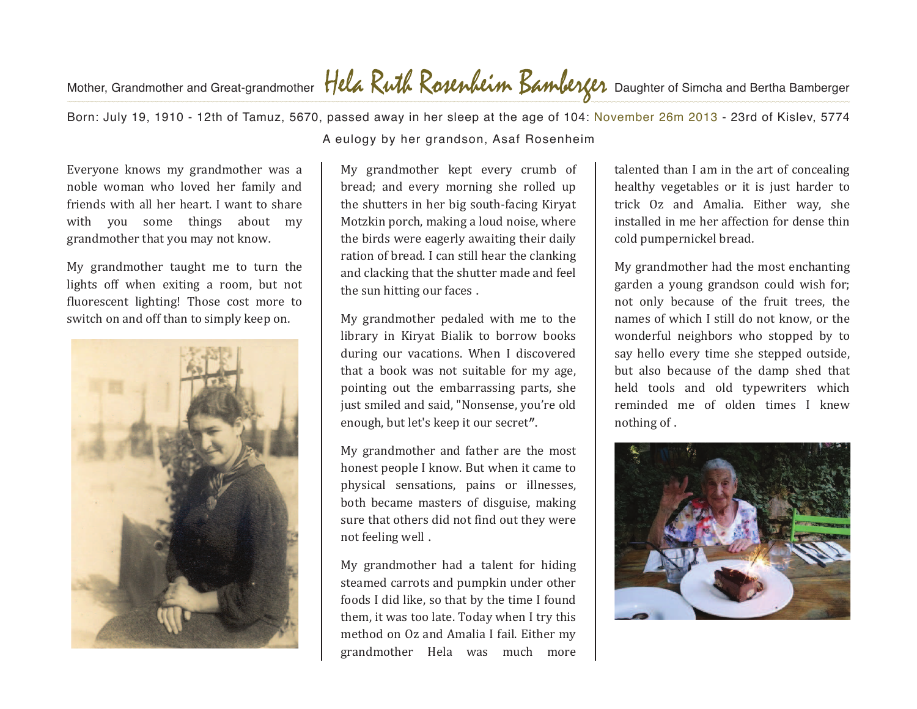Mother, Grandmother and Great-grandmother

# Hela Ruth Rosenheim Bamberger

Daughter of Simcha and Bertha Bamberger

Born: July 19, 1910 - 12th of Tamuz, 5670, passed away in her sleep at the age of 104: November 26m 2013 - 23rd of Kislev, 5774

A eulogy by her grandson, Asaf Rosenheim

Everyone knows my grandmother was a noble woman who loved her family and friends with all her heart. I want to share with you some things about my grandmother that you may not know.

My grandmother taught me to turn the lights off when exiting a room, but not fluorescent lighting! Those cost more to switch on and off than to simply keep on.

My grandmother kept every crumb of bread; and every morning she rolled up the shutters in her big south-facing Kiryat Motzkin porch, making a loud noise, where the birds were eagerly awaiting their daily ration of bread. I can still hear the clanking and clacking that the shutter made and feel the sun hitting our faces .

My grandmother pedaled with me to the library in Kiryat Bialik to borrow books during our vacations. When I discovered that a book was not suitable for my age, pointing out the embarrassing parts, she just smiled and said, "Nonsense, you're old enough, but let's keep it our secret**"**.

My grandmother and father are the most honest people I know. But when it came to physical sensations, pains or illnesses, both became masters of disguise, making sure that others did not find out they were not feeling well .

My grandmother had a talent for hiding steamed carrots and pumpkin under other foods I did like, so that by the time I found them, it was too late. Today when I try this method on Oz and Amalia I fail. Either my grandmother Hela was much more talented than I am in the art of concealing healthy vegetables or it is just harder to trick Oz and Amalia. Either way, she installed in me her affection for dense thin cold pumpernickel bread.

My grandmother had the most enchanting garden a young grandson could wish for; not only because of the fruit trees, the names of which I still do not know, or the wonderful neighbors who stopped by to say hello every time she stepped outside, but also because of the damp shed that held tools and old typewriters which reminded me of olden times I knew nothing of .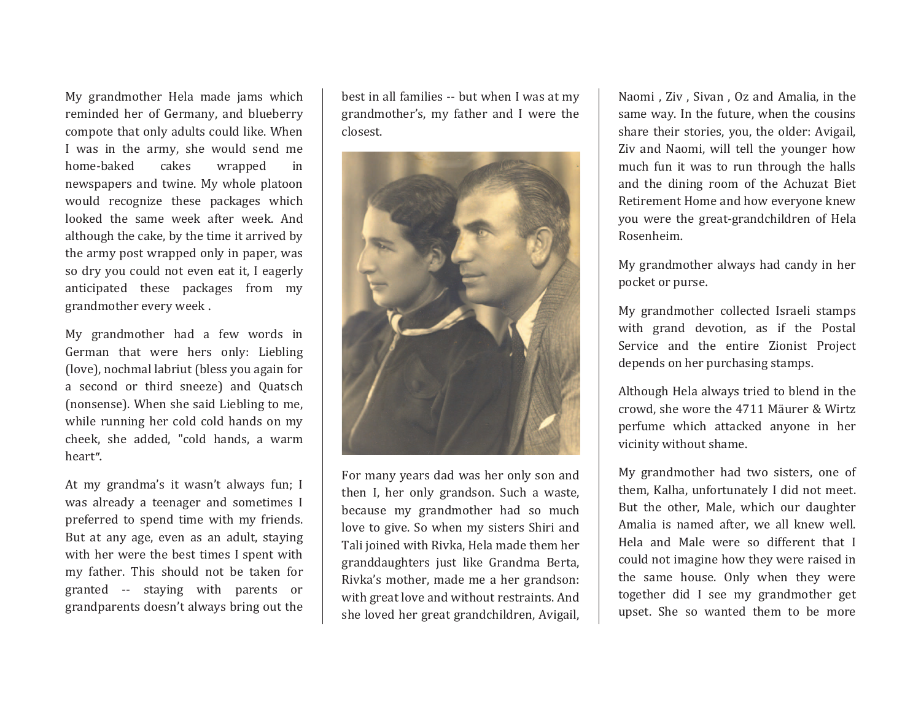My grandmother Hela made jams which reminded her of Germany, and blueberry compote that only adults could like. When I was in the army, she would send me home-baked cakes wrapped in newspapers and twine. My whole platoon would recognize these packages which looked the same week after week. And although the cake, by the time it arrived by the army post wrapped only in paper, was so dry you could not even eat it, I eagerly anticipated these packages from my grandmother every week .

My grandmother had a few words in German that were hers only: Liebling (love), nochmal labriut (bless you again for a second or third sneeze) and Quatsch (nonsense). When she said Liebling to me, while running her cold cold hands on my cheek, she added, "cold hands, a warm heart".

At my grandma's it wasn't always fun; I was already a teenager and sometimes I preferred to spend time with my friends. But at any age, even as an adult, staying with her were the best times I spent with my father. This should not be taken for granted -- staying with parents or grandparents doesn't always bring out the best in all families -- but when I was at my grandmother's, my father and I were the closest.

For many years dad was her only son and then I, her only grandson. Such a waste, because my grandmother had so much love to give. So when my sisters Shiri and Tali joined with Rivka, Hela made them her granddaughters just like Grandma Berta, Rivka's mother, made me a her grandson: with great love and without restraints. And she loved her great grandchildren, Avigail, Naomi , Ziv , Sivan , Oz and Amalia, in the same way. In the future, when the cousins share their stories, you, the older: Avigail, Ziv and Naomi, will tell the younger how much fun it was to run through the halls and the dining room of the Achuzat Biet Retirement Home and how everyone knew you were the great-grandchildren of Hela Rosenheim.

My grandmother always had candy in her pocket or purse.

My grandmother collected Israeli stamps with grand devotion, as if the Postal Service and the entire Zionist Project depends on her purchasing stamps.

Although Hela always tried to blend in the crowd, she wore the 4711 Mäurer & Wirtz perfume which attacked anyone in her vicinity without shame.

My grandmother had two sisters, one of them, Kalha, unfortunately I did not meet. But the other, Male, which our daughter Amalia is named after, we all knew well. Hela and Male were so different that I could not imagine how they were raised in the same house. Only when they were together did I see my grandmother get upset. She so wanted them to be more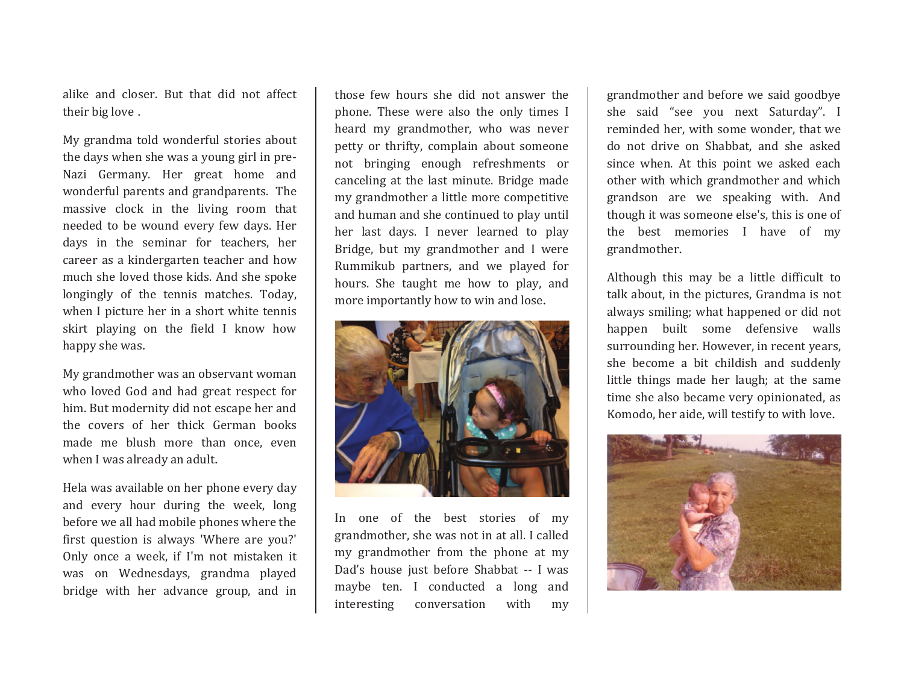alike and closer. But that did not affect their big love .

My grandma told wonderful stories about the days when she was a young girl in pre-Nazi Germany. Her great home and wonderful parents and grandparents. The massive clock in the living room that needed to be wound every few days. Her days in the seminar for teachers, her career as a kindergarten teacher and how much she loved those kids. And she spoke longingly of the tennis matches. Today, when I picture her in a short white tennis skirt playing on the field I know how happy she was.

My grandmother was an observant woman who loved God and had great respect for him. But modernity did not escape her and the covers of her thick German books made me blush more than once, even when I was already an adult.

Hela was available on her phone every day and every hour during the week, long before we all had mobile phones where the first question is always 'Where are you?' Only once a week, if I'm not mistaken it was on Wednesdays, grandma played bridge with her advance group, and in those few hours she did not answer the phone. These were also the only times I heard my grandmother, who was never petty or thrifty, complain about someone not bringing enough refreshments or canceling at the last minute. Bridge made my grandmother a little more competitive and human and she continued to play until her last days. I never learned to play Bridge, but my grandmother and I were Rummikub partners, and we played for hours. She taught me how to play, and more importantly how to win and lose.

In one of the best stories of my grandmother, she was not in at all. I called my grandmother from the phone at my Dad's house just before Shabbat -- I was maybe ten. I conducted a long and interesting conversation with my grandmother and before we said goodbye she said "see you next Saturday". I reminded her, with some wonder, that we do not drive on Shabbat, and she asked since when. At this point we asked each other with which grandmother and which grandson are we speaking with. And though it was someone else's, this is one of the best memories I have of my grandmother.

Although this may be a little difficult to talk about, in the pictures, Grandma is not always smiling; what happened or did not happen built some defensive walls surrounding her. However, in recent years, she become a bit childish and suddenly little things made her laugh; at the same time she also became very opinionated, as Komodo, her aide, will testify to with love.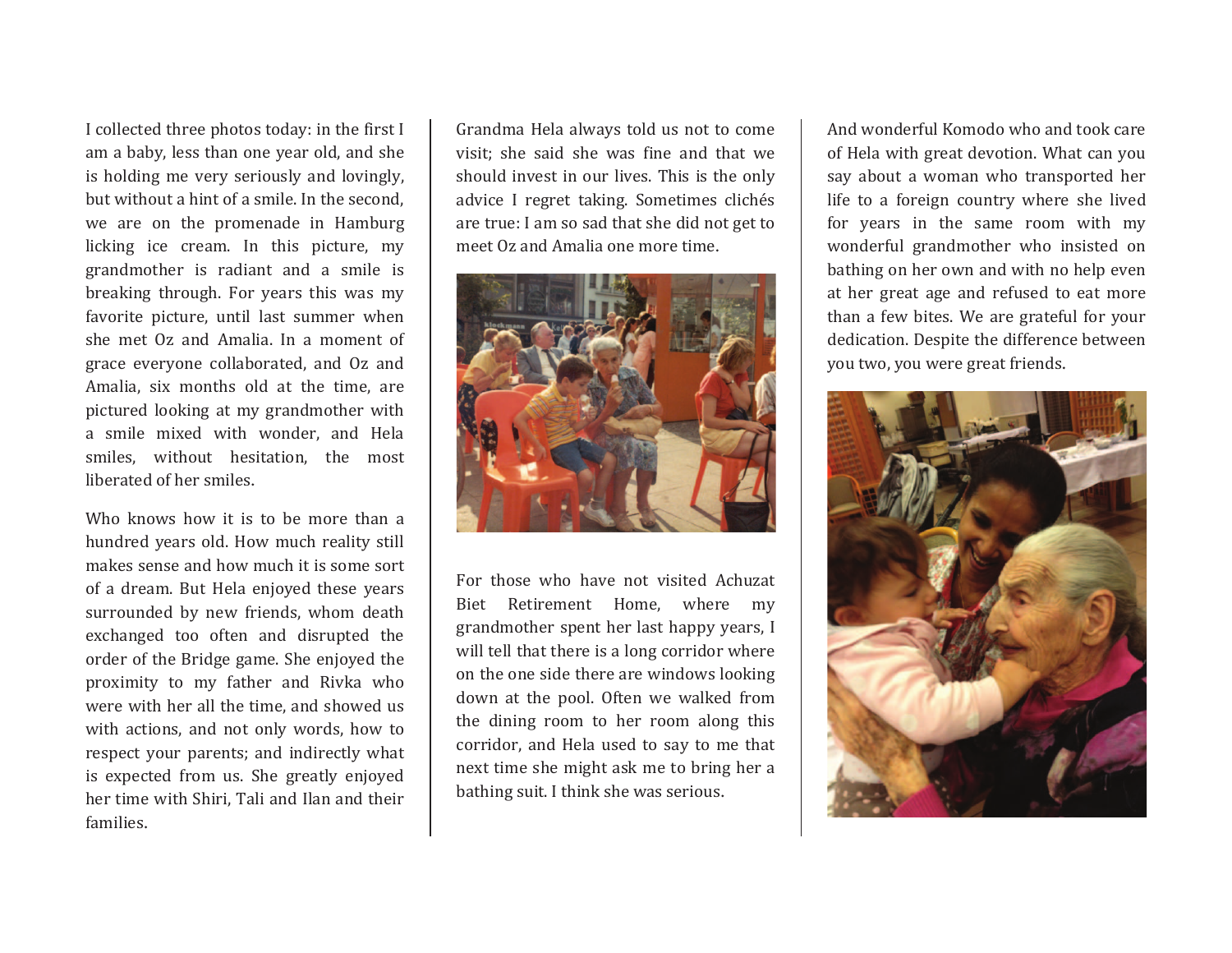I collected three photos today: in the first I am a baby, less than one year old, and she is holding me very seriously and lovingly, but without a hint of a smile. In the second, we are on the promenade in Hamburg licking ice cream. In this picture, my grandmother is radiant and a smile is breaking through. For years this was my favorite picture, until last summer when she met Oz and Amalia. In a moment of grace everyone collaborated, and Oz and Amalia, six months old at the time, are pictured looking at my grandmother with a smile mixed with wonder, and Hela smiles, without hesitation, the most liberated of her smiles.

Who knows how it is to be more than a hundred years old. How much reality still makes sense and how much it is some sort of a dream. But Hela enjoyed these years surrounded by new friends, whom death exchanged too often and disrupted the order of the Bridge game. She enjoyed the proximity to my father and Rivka who were with her all the time, and showed us with actions, and not only words, how to respect your parents; and indirectly what is expected from us. She greatly enjoyed her time with Shiri, Tali and Ilan and their families.

Grandma Hela always told us not to come visit; she said she was fine and that we should invest in our lives. This is the only advice I regret taking. Sometimes clichés are true: I am so sad that she did not get to meet Oz and Amalia one more time.

For those who have not visited Achuzat Biet Retirement Home, where my grandmother spent her last happy years, I will tell that there is a long corridor where on the one side there are windows looking down at the pool. Often we walked from the dining room to her room along this corridor, and Hela used to say to me that next time she might ask me to bring her a bathing suit. I think she was serious.

And wonderful Komodo who and took care of Hela with great devotion. What can you say about a woman who transported her life to a foreign country where she lived for years in the same room with my wonderful grandmother who insisted on bathing on her own and with no help even at her great age and refused to eat more than a few bites. We are grateful for your dedication. Despite the difference between you two, you were great friends.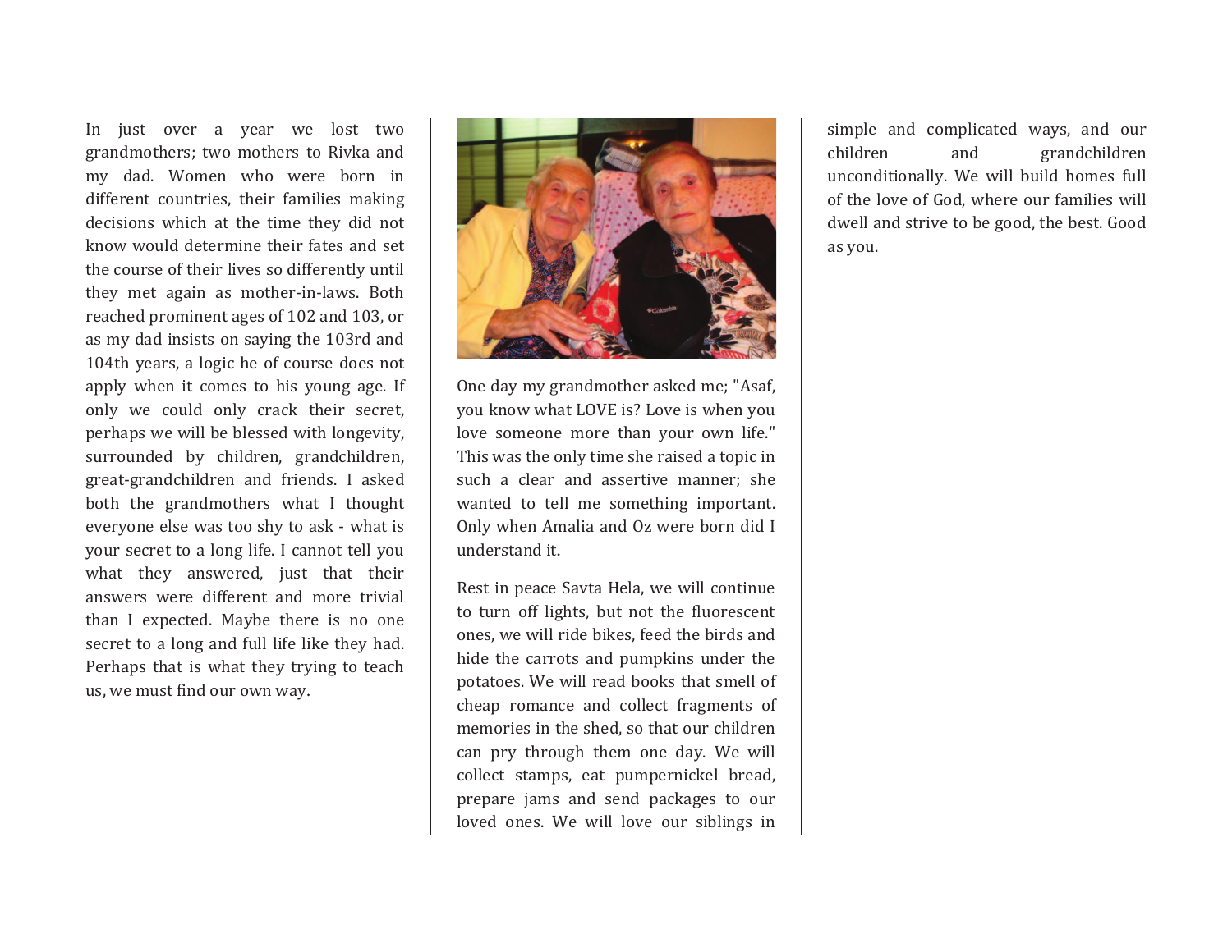In just over a year we lost two grandmothers; two mothers to Rivka and my dad. Women who were born in different countries, their families making decisions which at the time they did not know would determine their fates and set the course of their lives so differently until they met again as mother-in-laws. Both reached prominent ages of 102 and 103, or as my dad insists on saying the 103rd and 104th years, a logic he of course does not apply when it comes to his young age. If only we could only crack their secret, perhaps we will be blessed with longevity, surrounded by children, grandchildren, great-grandchildren and friends. I asked both the grandmothers what I thought everyone else was too shy to ask - what is your secret to a long life. I cannot tell you what they answered, just that their answers were different and more trivial than I expected. Maybe there is no one secret to a long and full life like they had. Perhaps that is what they trying to teach us, we must find our own way.

One day my grandmother asked me; "Asaf, you know what LOVE is? Love is when you love someone more than your own life." This was the only time she raised a topic in such a clear and assertive manner; she wanted to tell me something important. Only when Amalia and Oz were born did I understand it.

Rest in peace Savta Hela, we will continue to turn off lights, but not the fluorescent ones, we will ride bikes, feed the birds and hide the carrots and pumpkins under the potatoes. We will read books that smell of cheap romance and collect fragments of memories in the shed, so that our children can pry through them one day. We will collect stamps, eat pumpernickel bread, prepare jams and send packages to our loved ones. We will love our siblings in simple and complicated ways, and our children and grandchildren unconditionally. We will build homes full of the love of God, where our families will dwell and strive to be good, the best. Good as you.